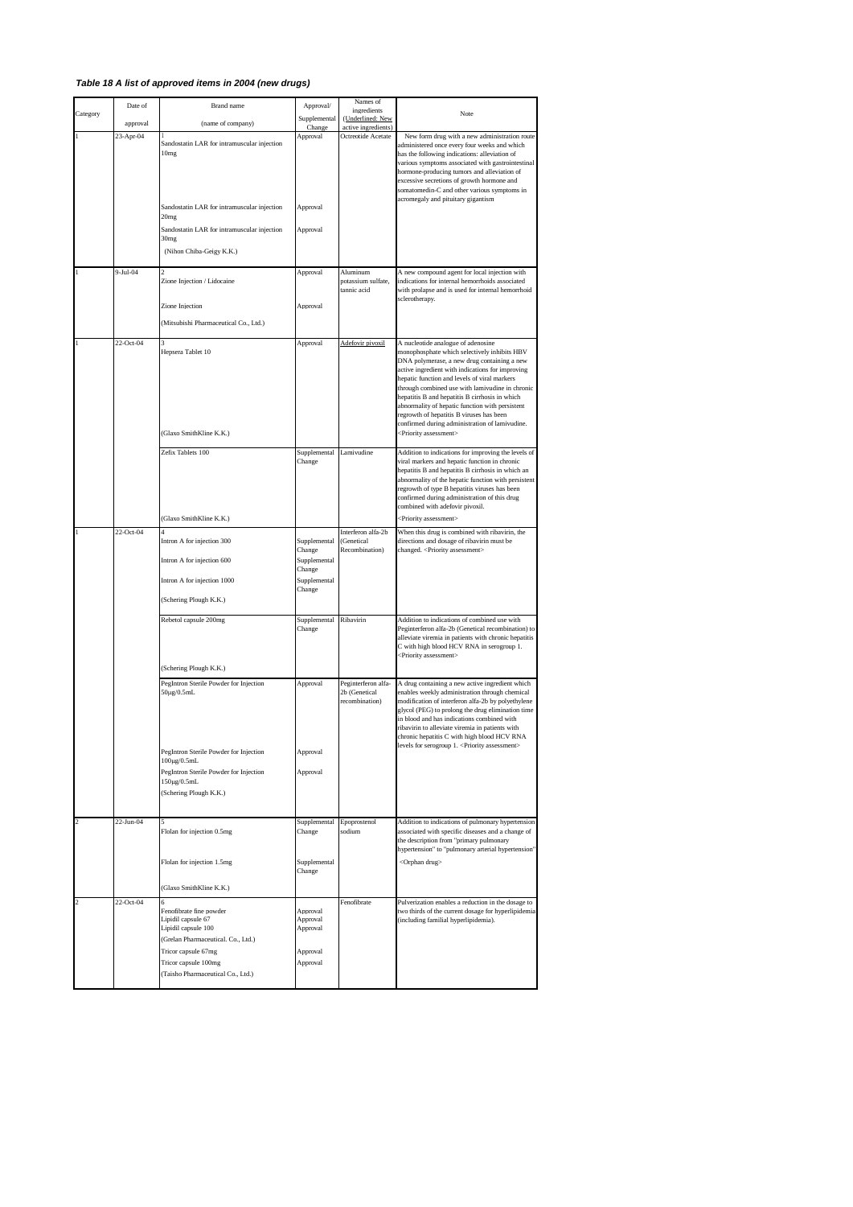### *Table 18 A list of approved items in 2004 (new drugs)*

| Category | Date of approval | Brand name (name of company) | Approval/ Supplemental Change | Names of ingredients (Underlined: New active ingredients) | Note |
|---|---|---|---|---|---|
| 1 | 23-Apr-04 | 1<br>Sandostatin LAR for intramuscular injection 10mg | Approval | Octreotide Acetate | New form drug with a new administration route administered once every four weeks and which has the following indications: alleviation of various symptoms associated with gastrointestinal hormone-producing tumors and alleviation of excessive secretions of growth hormone and somatomedin-C and other various symptoms in acromegaly and pituitary gigantism |
| | | Sandostatin LAR for intramuscular injection 20mg | Approval | | |
| | | Sandostatin LAR for intramuscular injection 30mg | Approval | | |
| | | (Nihon Chiba-Geigy K.K.) | | | |
| 1 | 9-Jul-04 | 2<br>Zione Injection / Lidocaine | Approval | Aluminum potassium sulfate, tannic acid | A new compound agent for local injection with indications for internal hemorrhoids associated with prolapse and is used for internal hemorrhoid sclerotherapy. |
| | | Zione Injection | Approval | | |
| | | (Mitsubishi Pharmaceutical Co., Ltd.) | | | |
| 1 | 22-Oct-04 | 3<br>Hepsera Tablet 10<br>(Glaxo SmithKline K.K.) | Approval | <u>Adefovir pivoxil</u> | A nucleotide analogue of adenosine monophosphate which selectively inhibits HBV DNA polymerase, a new drug containing a new active ingredient with indications for improving hepatic function and levels of viral markers through combined use with lamivudine in chronic hepatitis B and hepatitis B cirrhosis in which abnormality of hepatic function with persistent regrowth of hepatitis B viruses has been confirmed during administration of lamivudine. <Priority assessment> |
| | | Zefix Tablets 100<br>(Glaxo SmithKline K.K.) | Supplemental Change | Lamivudine | Addition to indications for improving the levels of viral markers and hepatic function in chronic hepatitis B and hepatitis B cirrhosis in which an abnormality of the hepatic function with persistent regrowth of type B hepatitis viruses has been confirmed during administration of this drug combined with adefovir pivoxil. <Priority assessment> |
| 1 | 22-Oct-04 | 4<br>Intron A for injection 300 | Supplemental Change | Interferon alfa-2b (Genetical Recombination) | When this drug is combined with ribavirin, the directions and dosage of ribavirin must be changed. <Priority assessment> |
| | | Intron A for injection 600 | Supplemental Change | | |
| | | Intron A for injection 1000 | Supplemental Change | | |
| | | (Schering Plough K.K.) | | | |
| | | Rebetol capsule 200mg<br>(Schering Plough K.K.) | Supplemental Change | Ribavirin | Addition to indications of combined use with Peginterferon alfa-2b (Genetical recombination) to alleviate viremia in patients with chronic hepatitis C with high blood HCV RNA in serogroup 1. <Priority assessment> |
| | | PegIntron Sterile Powder for Injection 50μg/0.5mL | Approval | <u>Peginterferon alfa-2b (Genetical recombination)</u> | A drug containing a new active ingredient which enables weekly administration through chemical modification of interferon alfa-2b by polyethylene glycol (PEG) to prolong the drug elimination time in blood and has indications combined with ribavirin to alleviate viremia in patients with chronic hepatitis C with high blood HCV RNA levels for serogroup 1. <Priority assessment> |
| | | PegIntron Sterile Powder for Injection 100μg/0.5mL | Approval | | |
| | | PegIntron Sterile Powder for Injection 150μg/0.5mL | Approval | | |
| | | (Schering Plough K.K.) | | | |
| 2 | 22-Jun-04 | 5<br>Flolan for injection 0.5mg | Supplemental Change | Epoprostenol sodium | Addition to indications of pulmonary hypertension associated with specific diseases and a change of the description from "primary pulmonary hypertension" to "pulmonary arterial hypertension" |
| | | Flolan for injection 1.5mg | Supplemental Change | | <Orphan drug> |
| | | (Glaxo SmithKline K.K.) | | | |
| 2 | 22-Oct-04 | 6<br>Fenofibrate fine powder | Approval | Fenofibrate | Pulverization enables a reduction in the dosage to two thirds of the current dosage for hyperlipidemia (including familial hyperlipidemia). |
| | | Lipidil capsule 67 | Approval | | |
| | | Lipidil capsule 100 | Approval | | |
| | | (Grelan Pharmaceutical. Co., Ltd.) | | | |
| | | Tricor capsule 67mg | Approval | | |
| | | Tricor capsule 100mg | Approval | | |
| | | (Taisho Pharmaceutical Co., Ltd.) | | | |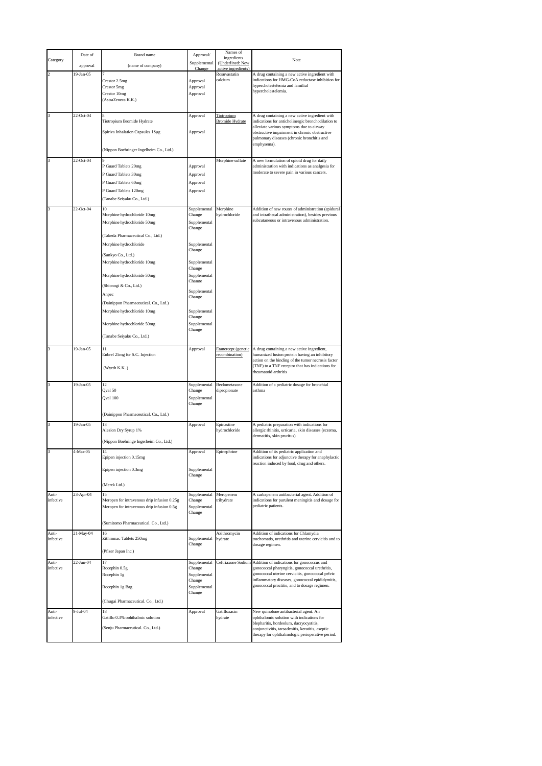| Category | Date of approval | Brand name (name of company) | Approval/ Supplemental Change | Names of ingredients (Underlined: New active ingredients) | Note |
|---|---|---|---|---|---|
| 2 | 19-Jan-05 | 7<br>Crestor 2.5mg<br>Crestor 5mg<br>Crestor 10mg<br>(AstraZeneca K.K.) | Approval<br>Approval<br>Approval | Rosuvastatin calcium | A drug containing a new active ingredient with indications for HMG-CoA reductase inhibition for hypercholestelemia and familial hypercholestelemia. |
| 3 | 22-Oct-04 | 8<br>Tiotropium Bromide Hydrate<br><br>Spiriva Inhalation Capsules 18μg<br><br>(Nippon Boehringer Ingelheim Co., Ltd.) | Approval<br><br>Approval | <u>Tiotropium Bromide Hydrate</u> | A drug containing a new active ingredient with indications for anticholinergic bronchodilation to alleviate various symptoms due to airway obstructive impairment in chronic obstructive pulmonary diseases (chronic bronchitis and emphysema). |
| 3 | 22-Oct-04 | 9<br>P Guard Tablets 20mg<br>P Guard Tablets 30mg<br>P Guard Tablets 60mg<br>P Guard Tablets 120mg<br>(Tanabe Seiyaku Co., Ltd.) | Approval<br>Approval<br>Approval<br>Approval | Morphine sulfate | A new formulation of opioid drug for daily administration with indications as analgesia for moderate to severe pain in various cancers. |
| 3 | 22-Oct-04 | 10<br>Morphine hydrochloride 10mg<br>Morphine hydrochloride 50mg<br><br>(Takeda Pharmaceutical Co., Ltd.)<br>Morphine hydrochloride<br><br>(Sankyo Co., Ltd.)<br>Morphine hydrochloride 10mg<br><br>Morphine hydrochloride 50mg<br><br>(Shionogi & Co., Ltd.)<br>Anpec<br><br>(Dainippon Pharmaceutical. Co., Ltd.)<br>Morphine hydrochloride 10mg<br><br>Morphine hydrochloride 50mg<br><br>(Tanabe Seiyaku Co., Ltd.) | Supplemental Change<br>Supplemental Change<br><br>Supplemental Change<br><br>Supplemental Change<br>Supplemental Change<br><br>Supplemental Change<br><br>Supplemental Change<br>Supplemental Change | Morphine hydrochloride | Addition of new routes of administration (epidural and intrathecal administration), besides previous subcutaneous or intravenous administration. |
| 3 | 19-Jan-05 | 11<br>Enbrel 25mg for S.C. Injection<br><br>(Wyeth K.K..) | Approval | <u>Etanercept (genetic recombination)</u> | A drug containing a new active ingredient, humanized fusion protein having an inhibitory action on the binding of the tumor necrosis factor (TNF) to a TNF receptor that has indications for rheumatoid arthritis |
| 3 | 19-Jan-05 | 12<br>Qval 50<br>Qval 100<br><br>(Dainippon Pharmaceutical. Co., Ltd.) | Supplemental Change<br>Supplemental Change | Beclometasone dipropionate | Addition of a pediatric dosage for bronchial asthma |
| 3 | 19-Jan-05 | 13<br>Alesion Dry Syrup 1%<br><br>(Nippon Boehringe Ingerheim Co., Ltd.) | Approval | Epinastine hydrochloride | A pediatric preparation with indications for allergic rhinitis, urticaria, skin diseases (eczema, dermatitis, skin pruritus) |
| 3 | 4-Mar-05 | 14<br>Epipen injection 0.15mg<br><br>Epipen injection 0.3mg<br><br>(Merck Ltd.) | Approval<br><br>Supplemental Change | Epinephrine | Addition of its pediatric application and indications for adjunctive therapy for anaphylactic reaction induced by food, drug and others. |
| Anti-infective | 23-Apr-04 | 15<br>Meropen for intravenous drip infusion 0.25g<br>Meropen for intravenous drip infusion 0.5g<br><br>(Sumitomo Pharmaceutical. Co., Ltd.) | Supplemental Change<br>Supplemental Change | Meropenem trihydrate | A carbapenem antibacterial agent. Addition of indications for purulent meningitis and dosage for pediatric patients. |
| Anti-infective | 21-May-04 | 16<br>Zithromac Tablets 250mg<br><br>(Pfizer Japan Inc.) | Supplemental Change | Azithromycin hydrate | Addition of indications for Chlamydia trachomatis, urethritis and uterine cervicitis and to dosage regimen. |
| Anti-infective | 22-Jun-04 | 17<br>Rocephin 0.5g<br>Rocephin 1g<br><br>Rocephin 1g Bag<br><br>(Chugai Pharmaceutical. Co., Ltd.) | Supplemental Change<br>Supplemental Change<br>Supplemental Change | Ceftriaxone Sodium | Addition of indications for gonococcus and gonococcal pharyngitis, gonococcal urethritis, gonococcal uterine cervicitis, gonococcal pelvic inflammatory diseases, gonococcal epididymitis, gonococcal proctitis, and to dosage regimen. |
| Anti-infective | 9-Jul-04 | 18<br>Gatiflo 0.3% ophthalmic solution<br><br>(Senju Pharmaceutical. Co., Ltd.) | Approval | Gatifloxacin hydrate | New quinolone antibacterial agent. An ophthalomic solution with indications for blepharitis, hordeolum, dacryocystitis, conjunctivitis, tarsadenitis, keratitis, aseptic therapy for ophthalmologic perioperative period. |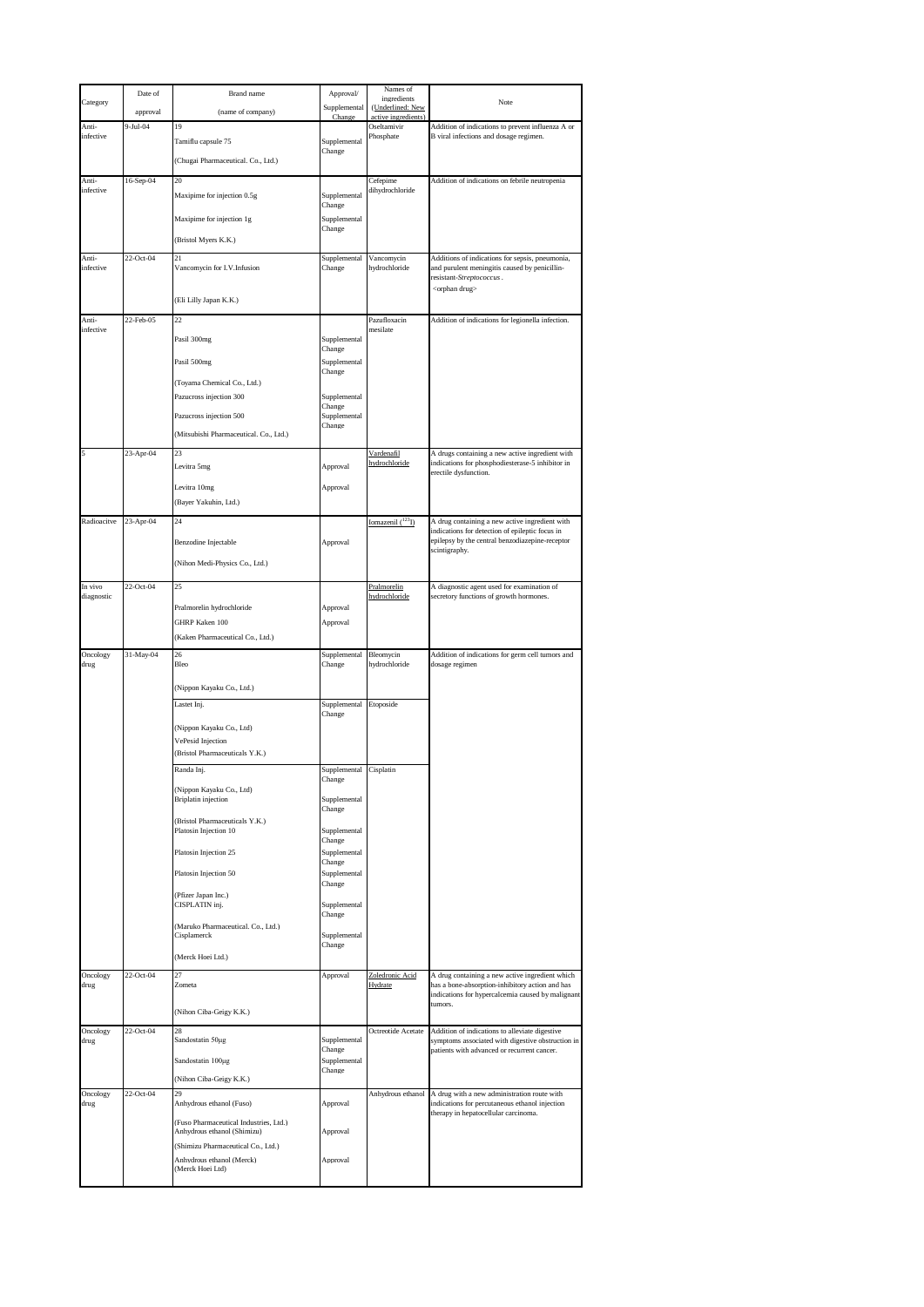| Category | Date of approval | Brand name (name of company) | Approval/ Supplemental Change | Names of ingredients (Underlined: New active ingredients) | Note |
|---|---|---|---|---|---|
| Anti-infective | 9-Jul-04 | 19<br>Tamiflu capsule 75<br>(Chugai Pharmaceutical. Co., Ltd.) | Supplemental Change | Oseltamivir Phosphate | Addition of indications to prevent influenza A or B viral infections and dosage regimen. |
| Anti-infective | 16-Sep-04 | 20<br>Maxipime for injection 0.5g<br>Maxipime for injection 1g<br>(Bristol Myers K.K.) | Supplemental Change<br>Supplemental Change | Cefepime dihydrochloride | Addition of indications on febrile neutropenia |
| Anti-infective | 22-Oct-04 | 21<br>Vancomycin for I.V.Infusion<br>(Eli Lilly Japan K.K.) | Supplemental Change | Vancomycin hydrochloride | Additions of indications for sepsis, pneumonia, and purulent meningitis caused by penicillin-resistant-*Streptococcus* .<br><orphan drug> |
| Anti-infective | 22-Feb-05 | 22<br>Pasil 300mg<br>Pasil 500mg<br>(Toyama Chemical Co., Ltd.)<br>Pazucross injection 300<br>Pazucross injection 500<br>(Mitsubishi Pharmaceutical. Co., Ltd.) | Supplemental Change<br>Supplemental Change<br>Supplemental Change<br>Supplemental Change | Pazufloxacin mesilate | Addition of indications for legionella infection. |
| 5 | 23-Apr-04 | 23<br>Levitra 5mg<br>Levitra 10mg<br>(Bayer Yakuhin, Ltd.) | Approval<br>Approval | <u>Vardenafil hydrochloride</u> | A drugs containing a new active ingredient with indications for phosphodiesterase-5 inhibitor in erectile dysfunction. |
| Radioacitve | 23-Apr-04 | 24<br>Benzodine Injectable<br>(Nihon Medi-Physics Co., Ltd.) | Approval | <u>Iomazenil ($^{123}$I)</u> | A drug containing a new active ingredient with indications for detection of epileptic focus in epilepsy by the central benzodiazepine-receptor scintigraphy. |
| In vivo diagnostic | 22-Oct-04 | 25<br>Pralmorelin hydrochloride<br>GHRP Kaken 100<br>(Kaken Pharmaceutical Co., Ltd.) | Approval<br>Approval | <u>Pralmorelin hydrochloride</u> | A diagnostic agent used for examination of secretory functions of growth hormones. |
| Oncology drug | 31-May-04 | 26<br>Bleo<br>(Nippon Kayaku Co., Ltd.)<br>Lastet Inj.<br>(Nippon Kayaku Co., Ltd)<br>VePesid Injection<br>(Bristol Pharmaceuticals Y.K.)<br>Randa Inj.<br>(Nippon Kayaku Co., Ltd)<br>Briplatin injection<br>(Bristol Pharmaceuticals Y.K.)<br>Platosin Injection 10<br>Platosin Injection 25<br>Platosin Injection 50<br>(Pfizer Japan Inc.)<br>CISPLATIN inj.<br>(Maruko Pharmaceutical. Co., Ltd.)<br>Cisplamerck<br>(Merck Hoei Ltd.) | Supplemental Change<br>Supplemental Change<br>Supplemental Change<br>Supplemental Change<br>Supplemental Change<br>Supplemental Change<br>Supplemental Change<br>Supplemental Change<br>Supplemental Change | Bleomycin hydrochloride<br>Etoposide<br>Cisplatin | Addition of indications for germ cell tumors and dosage regimen |
| Oncology drug | 22-Oct-04 | 27<br>Zometa<br>(Nihon Ciba-Geigy K.K.) | Approval | <u>Zoledronic Acid Hydrate</u> | A drug containing a new active ingredient which has a bone-absorption-inhibitory action and has indications for hypercalcemia caused by malignant tumors. |
| Oncology drug | 22-Oct-04 | 28<br>Sandostatin 50μg<br>Sandostatin 100μg<br>(Nihon Ciba-Geigy K.K.) | Supplemental Change<br>Supplemental Change | Octreotide Acetate | Addition of indications to alleviate digestive symptoms associated with digestive obstruction in patients with advanced or recurrent cancer. |
| Oncology drug | 22-Oct-04 | 29<br>Anhydrous ethanol (Fuso)<br>(Fuso Pharmaceutical Industries, Ltd.)<br>Anhydrous ethanol (Shimizu)<br>(Shimizu Pharmaceutical Co., Ltd.)<br>Anhydrous ethanol (Merck)<br>(Merck Hoei Ltd) | Approval<br>Approval<br>Approval | Anhydrous ethanol | A drug with a new administration route with indications for percutaneous ethanol injection therapy in hepatocellular carcinoma. |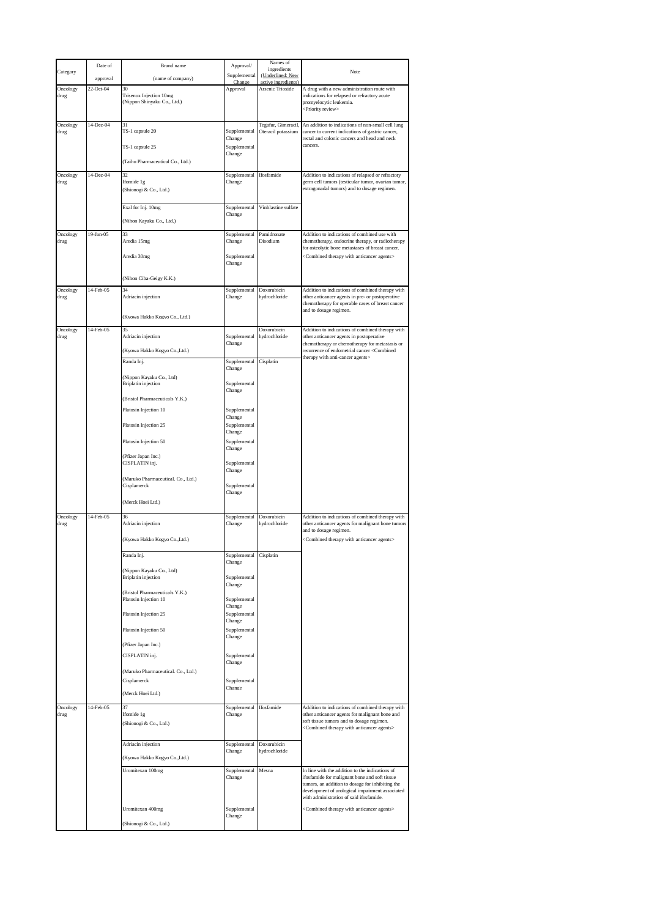| Category | Date of approval | Brand name (name of company) | Approval/ Supplemental Change | Names of ingredients (Underlined: New active ingredients) | Note |
|---|---|---|---|---|---|
| Oncology drug | 22-Oct-04 | 30<br>Trisenox Injection 10mg<br>(Nippon Shinyaku Co., Ltd.) | Approval | Arsenic Trioxide | A drug with a new administration route with indications for relapsed or refractory acute promyelocytic leukemia.<br><Priority review> |
| Oncology drug | 14-Dec-04 | 31<br>TS-1 capsule 20<br>TS-1 capsule 25<br>(Taiho Pharmaceutical Co., Ltd.) | Supplemental Change<br>Supplemental Change | Tegafur, Gimeracil, Oteracil potassium | An addition to indications of non-small cell lung cancer to current indications of gastric cancer, rectal and colonic cancers and head and neck cancers. |
| Oncology drug | 14-Dec-04 | 32<br>Ifomide 1g<br>(Shionogi & Co., Ltd.) | Supplemental Change | Ifosfamide | Addition to indications of relapsed or refractory germ cell tumors (testicular tumor, ovarian tumor, extragonadal tumors) and to dosage regimen. |
| | | Exal for Inj. 10mg<br>(Nihon Kayaku Co., Ltd.) | Supplemental Change | Vinblastine sulfate | |
| Oncology drug | 19-Jan-05 | 33<br>Aredia 15mg<br>Aredia 30mg<br>(Nihon Ciba-Geigy K.K.) | Supplemental Change<br>Supplemental Change | Pamidronate Disodium | Addition to indications of combined use with chemotherapy, endocrine therapy, or radiotherapy for osteolytic bone metastases of breast cancer.<br><Combined therapy with anticancer agents> |
| Oncology drug | 14-Feb-05 | 34<br>Adriacin injection<br>(Kyowa Hakko Kogyo Co., Ltd.) | Supplemental Change | Doxorubicin hydrochloride | Addition to indications of combined therapy with other anticancer agents in pre- or postoperative chemotherapy for operable cases of breast cancer and to dosage regimen. |
| Oncology drug | 14-Feb-05 | 35<br>Adriacin injection<br>(Kyowa Hakko Kogyo Co.,Ltd.) | Supplemental Change | Doxorubicin hydrochloride | Addition to indications of combined therapy with other anticancer agents in postoperative chemotherapy or chemotherapy for metastasis or recurrence of endometrial cancer <Combined therapy with anti-cancer agents> |
| | | Randa Inj.<br>(Nippon Kayaku Co., Ltd)<br>Briplatin injection<br>(Bristol Pharmaceuticals Y.K.)<br>Platosin Injection 10<br>Platosin Injection 25<br>Platosin Injection 50<br>(Pfizer Japan Inc.)<br>CISPLATIN inj.<br>(Maruko Pharmaceutical. Co., Ltd.)<br>Cisplamerck<br>(Merck Hoei Ltd.) | Supplemental Change<br>Supplemental Change<br>Supplemental Change<br>Supplemental Change<br>Supplemental Change<br>Supplemental Change<br>Supplemental Change | Cisplatin | |
| Oncology drug | 14-Feb-05 | 36<br>Adriacin injection<br>(Kyowa Hakko Kogyo Co.,Ltd.) | Supplemental Change | Doxorubicin hydrochloride | Addition to indications of combined therapy with other anticancer agents for malignant bone tumors and to dosage regimen.<br><Combined therapy with anticancer agents> |
| | | Randa Inj.<br>(Nippon Kayaku Co., Ltd)<br>Briplatin injection<br>(Bristol Pharmaceuticals Y.K.)<br>Platosin Injection 10<br>Platosin Injection 25<br>Platosin Injection 50<br>(Pfizer Japan Inc.)<br>CISPLATIN inj.<br>(Maruko Pharmaceutical. Co., Ltd.)<br>Cisplamerck<br>(Merck Hoei Ltd.) | Supplemental Change<br>Supplemental Change<br>Supplemental Change<br>Supplemental Change<br>Supplemental Change<br>Supplemental Change<br>Supplemental Change | Cisplatin | |
| Oncology drug | 14-Feb-05 | 37<br>Ifomide 1g<br>(Shionogi & Co., Ltd.) | Supplemental Change | Ifosfamide | Addition to indications of combined therapy with other anticancer agents for malignant bone and soft tissue tumors and to dosage regimen.<br><Combined therapy with anticancer agents> |
| | | Adriacin injection<br>(Kyowa Hakko Kogyo Co.,Ltd.) | Supplemental Change | Doxorubicin hydrochloride | |
| | | Uromitexan 100mg<br>Uromitexan 400mg<br>(Shionogi & Co., Ltd.) | Supplemental Change<br>Supplemental Change | Mesna | In line with the addition to the indications of ifosfamide for malignant bone and soft tissue tumors, an addition to dosage for inhibiting the development of urological impairment associated with administration of said ifosfamide.<br><Combined therapy with anticancer agents> |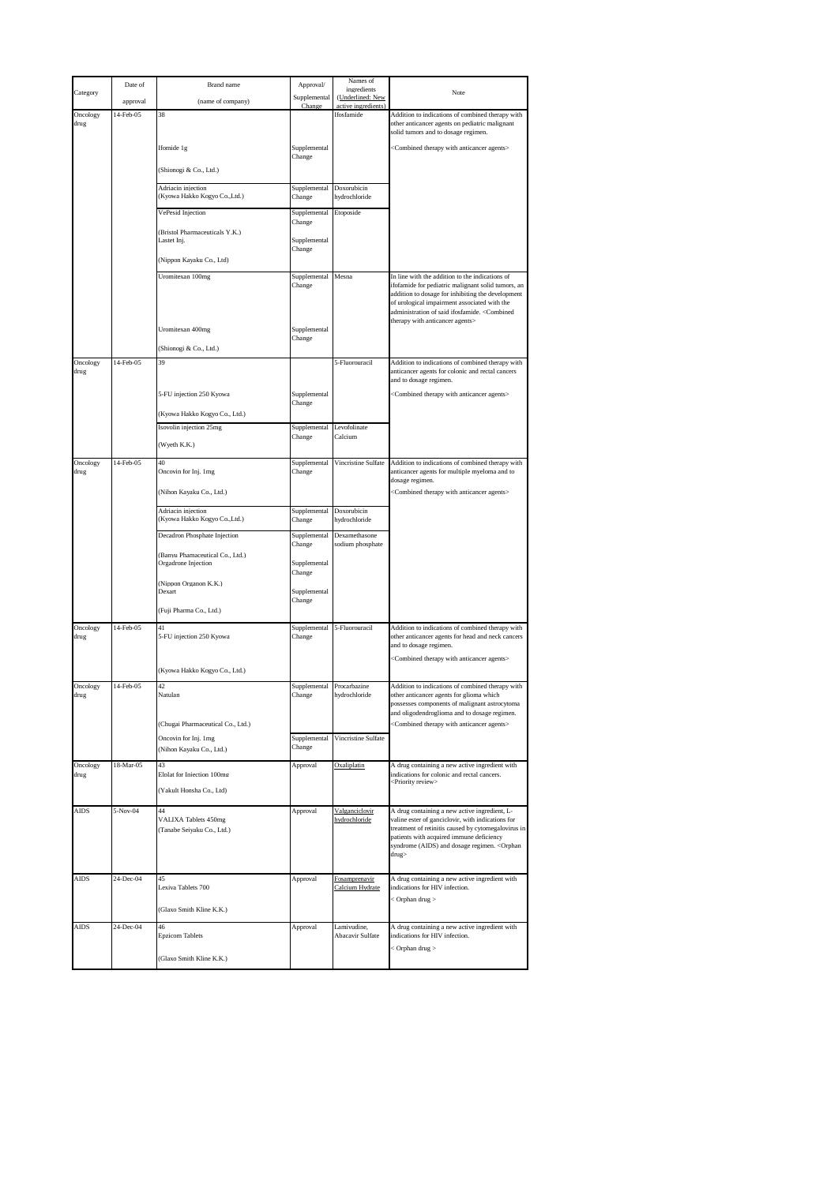| Category | Date of approval | Brand name (name of company) | Approval/ Supplemental Change | Names of ingredients (Underlined: New active ingredients) | Note |
|---|---|---|---|---|---|
| Oncology drug | 14-Feb-05 | 38 | | Ifosfamide | Addition to indications of combined therapy with other anticancer agents on pediatric malignant solid tumors and to dosage regimen. |
| | | Ifomide 1g | Supplemental Change | | <Combined therapy with anticancer agents> |
| | | (Shionogi & Co., Ltd.) | | | |
| | | Adriacin injection (Kyowa Hakko Kogyo Co.,Ltd.) | Supplemental Change | Doxorubicin hydrochloride | |
| | | VePesid Injection (Bristol Pharmaceuticals Y.K.) | Supplemental Change | Etoposide | |
| | | Lastet Inj. (Nippon Kayaku Co., Ltd) | Supplemental Change | | |
| | | Uromitexan 100mg | Supplemental Change | Mesna | In line with the addition to the indications of ifofamide for pediatric malignant solid tumors, an addition to dosage for inhibiting the development of urological impairment associated with the administration of said ifosfamide. <Combined therapy with anticancer agents> |
| | | Uromitexan 400mg | Supplemental Change | | |
| | | (Shionogi & Co., Ltd.) | | | |
| Oncology drug | 14-Feb-05 | 39 | | 5-Fluorouracil | Addition to indications of combined therapy with anticancer agents for colonic and rectal cancers and to dosage regimen. |
| | | 5-FU injection 250 Kyowa | Supplemental Change | | <Combined therapy with anticancer agents> |
| | | (Kyowa Hakko Kogyo Co., Ltd.) | | | |
| | | Isovolin injection 25mg (Wyeth K.K.) | Supplemental Change | Levofolinate Calcium | |
| Oncology drug | 14-Feb-05 | 40 Oncovin for Inj. 1mg (Nihon Kayaku Co., Ltd.) | Supplemental Change | Vincristine Sulfate | Addition to indications of combined therapy with anticancer agents for multiple myeloma and to dosage regimen. <Combined therapy with anticancer agents> |
| | | Adriacin injection (Kyowa Hakko Kogyo Co.,Ltd.) | Supplemental Change | Doxorubicin hydrochloride | |
| | | Decadron Phosphate Injection (Banyu Phamaceutical Co., Ltd.) | Supplemental Change | Dexamethasone sodium phosphate | |
| | | Orgadrone Injection (Nippon Organon K.K.) | Supplemental Change | | |
| | | Dexart (Fuji Pharma Co., Ltd.) | Supplemental Change | | |
| Oncology drug | 14-Feb-05 | 41 5-FU injection 250 Kyowa (Kyowa Hakko Kogyo Co., Ltd.) | Supplemental Change | 5-Fluorouracil | Addition to indications of combined therapy with other anticancer agents for head and neck cancers and to dosage regimen. <Combined therapy with anticancer agents> |
| Oncology drug | 14-Feb-05 | 42 Natulan (Chugai Pharmaceutical Co., Ltd.) | Supplemental Change | Procarbazine hydrochloride | Addition to indications of combined therapy with other anticancer agents for glioma which possesses components of malignant astrocytoma and oligodendroglioma and to dosage regimen. <Combined therapy with anticancer agents> |
| | | Oncovin for Inj. 1mg (Nihon Kayaku Co., Ltd.) | Supplemental Change | Vincristine Sulfate | |
| Oncology drug | 18-Mar-05 | 43 Elplat for Injection 100mg (Yakult Honsha Co., Ltd) | Approval | <u>Oxaliplatin</u> | A drug containing a new active ingredient with indications for colonic and rectal cancers. <Priority review> |
| AIDS | 5-Nov-04 | 44 VALIXA Tablets 450mg (Tanabe Seiyaku Co., Ltd.) | Approval | <u>Valganciclovir hydrochloride</u> | A drug containing a new active ingredient, L-valine ester of ganciclovir, with indications for treatment of retinitis caused by cytomegalovirus in patients with acquired immune deficiency syndrome (AIDS) and dosage regimen. <Orphan drug> |
| AIDS | 24-Dec-04 | 45 Lexiva Tablets 700 (Glaxo Smith Kline K.K.) | Approval | <u>Fosamprenavir Calcium Hydrate</u> | A drug containing a new active ingredient with indications for HIV infection. < Orphan drug > |
| AIDS | 24-Dec-04 | 46 Epzicom Tablets (Glaxo Smith Kline K.K.) | Approval | Lamivudine, Abacavir Sulfate | A drug containing a new active ingredient with indications for HIV infection. < Orphan drug > |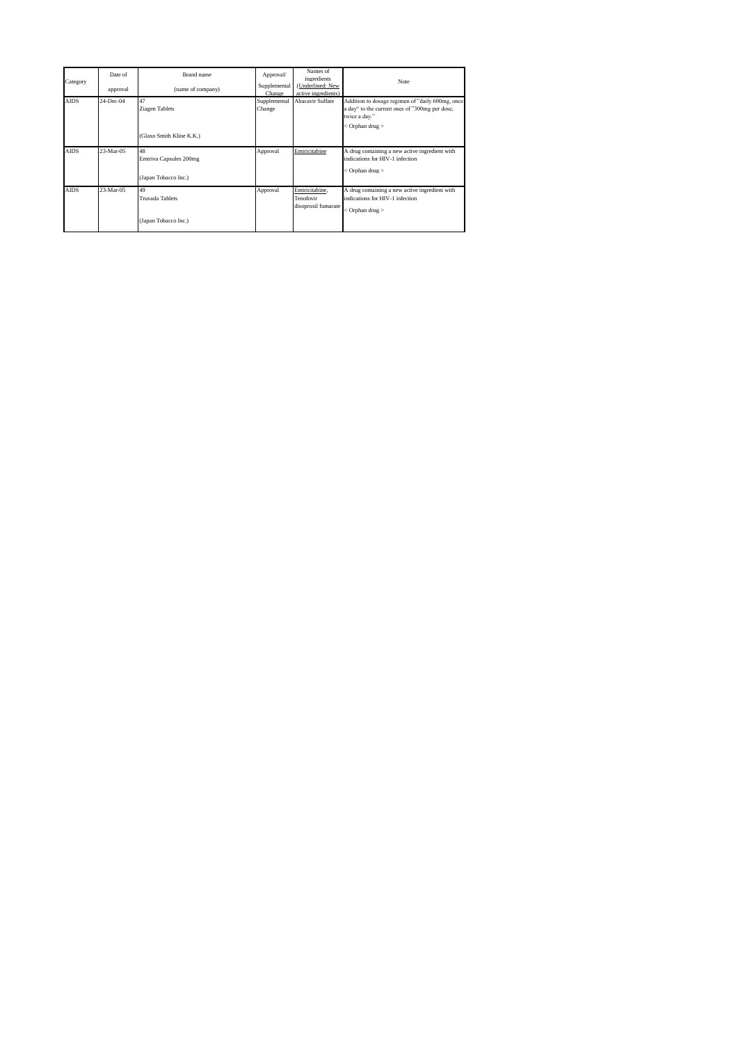| Category | Date of approval | Brand name (name of company) | Approval/ Supplemental Change | Names of ingredients (Underlined: New active ingredients) | Note |
|---|---|---|---|---|---|
| AIDS | 24-Dec-04 | 47<br>Ziagen Tablets<br><br>(Glaxo Smith Kline K.K.) | Supplemental Change | Abacavir Sulfate | Addition to dosage regimen of "daily 600mg, once a day" to the current ones of "300mg per dose, twice a day."<br>< Orphan drug > |
| AIDS | 23-Mar-05 | 48<br>Emtriva Capsules 200mg<br><br>(Japan Tobacco Inc.) | Approval | <u>Emtricitabine</u> | A drug containing a new active ingredient with indications for HIV-1 infection<br>< Orphan drug > |
| AIDS | 23-Mar-05 | 49<br>Truvada Tablets<br><br>(Japan Tobacco Inc.) | Approval | Emtricitabine, Tenofovir disoproxil fumarate | A drug containing a new active ingredient with indications for HIV-1 infection<br>< Orphan drug > |